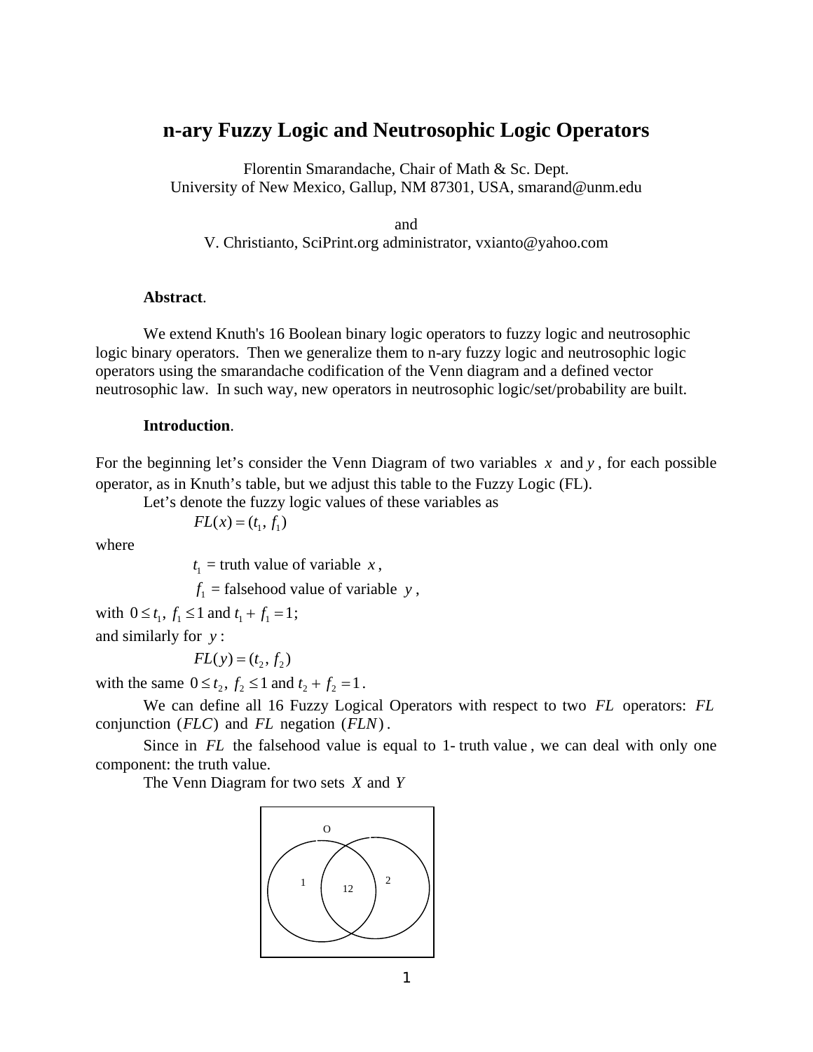# n-ary Fuzzy Logic and Neutrosophic Logic Operators

Florentin Smarandache, Chair of Math & Sc. Dept.
University of New Mexico, Gallup, NM 87301, USA, smarand@unm.edu

and

V. Christianto, SciPrint.org administrator, vxianto@yahoo.com

**Abstract**.

We extend Knuth's 16 Boolean binary logic operators to fuzzy logic and neutrosophic logic binary operators. Then we generalize them to n-ary fuzzy logic and neutrosophic logic operators using the smarandache codification of the Venn diagram and a defined vector neutrosophic law. In such way, new operators in neutrosophic logic/set/probability are built.

**Introduction**.

For the beginning let's consider the Venn Diagram of two variables $x$ and $y$, for each possible operator, as in Knuth's table, but we adjust this table to the Fuzzy Logic (FL).

Let's denote the fuzzy logic values of these variables as

$$FL(x) = (t_1, f_1)$$

where

$t_1$ = truth value of variable $x$,

$f_1$ = falsehood value of variable $y$,

with $0 \le t_1, f_1 \le 1$ and $t_1 + f_1 = 1$;

and similarly for $y$:

$$FL(y) = (t_2, f_2)$$

with the same $0 \le t_2, f_2 \le 1$ and $t_2 + f_2 = 1$.

We can define all 16 Fuzzy Logical Operators with respect to two $FL$ operators: $FL$ conjunction $(FLC)$ and $FL$ negation $(FLN)$.

Since in $FL$ the falsehood value is equal to 1- truth value, we can deal with only one component: the truth value.

The Venn Diagram for two sets $X$ and $Y$

O

1 12 2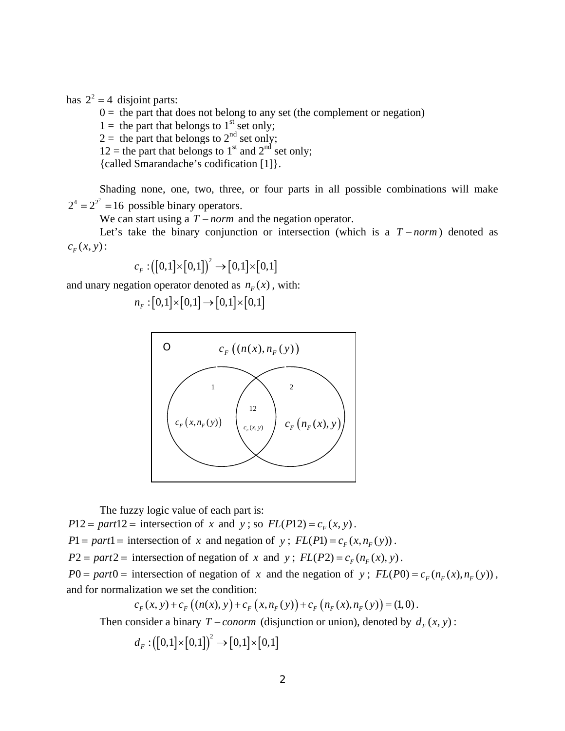has $2^2 = 4$ disjoint parts:

$0 =$ the part that does not belong to any set (the complement or negation)
$1 =$ the part that belongs to 1st set only;
$2 =$ the part that belongs to 2nd set only;
$12 =$ the part that belongs to 1st and 2nd set only;
{called Smarandache's codification [1]}.

Shading none, one, two, three, or four parts in all possible combinations will make $2^4 = 2^{2^2} = 16$ possible binary operators.

We can start using a $T-norm$ and the negation operator.

Let's take the binary conjunction or intersection (which is a $T-norm$) denoted as $c_F(x,y)$:

$$c_F : \left([0,1]\times[0,1]\right)^2 \to [0,1]\times[0,1]$$

and unary negation operator denoted as $n_F(x)$, with:

$$n_F : [0,1]\times[0,1] \to [0,1]\times[0,1]$$

O $c_F\left((n(x), n_F(y)\right)$

1: $c_F\left(x, n_F(y)\right)$ 12: $c_F(x,y)$ 2: $c_F\left(n_F(x), y\right)$

The fuzzy logic value of each part is:

$P12 = part12 =$ intersection of $x$ and $y$; so $FL(P12) = c_F(x,y)$.

$P1 = part1 =$ intersection of $x$ and negation of $y$; $FL(P1) = c_F(x, n_F(y))$.

$P2 = part2 =$ intersection of negation of $x$ and $y$; $FL(P2) = c_F(n_F(x), y)$.

$P0 = part0 =$ intersection of negation of $x$ and the negation of $y$; $FL(P0) = c_F(n_F(x), n_F(y))$, and for normalization we set the condition:

$$c_F(x,y) + c_F\left((n(x), y\right) + c_F\left(x, n_F(y)\right) + c_F\left(n_F(x), n_F(y)\right) = (1,0).$$

Then consider a binary $T-conorm$ (disjunction or union), denoted by $d_F(x,y)$:

$$d_F : \left([0,1]\times[0,1]\right)^2 \to [0,1]\times[0,1]$$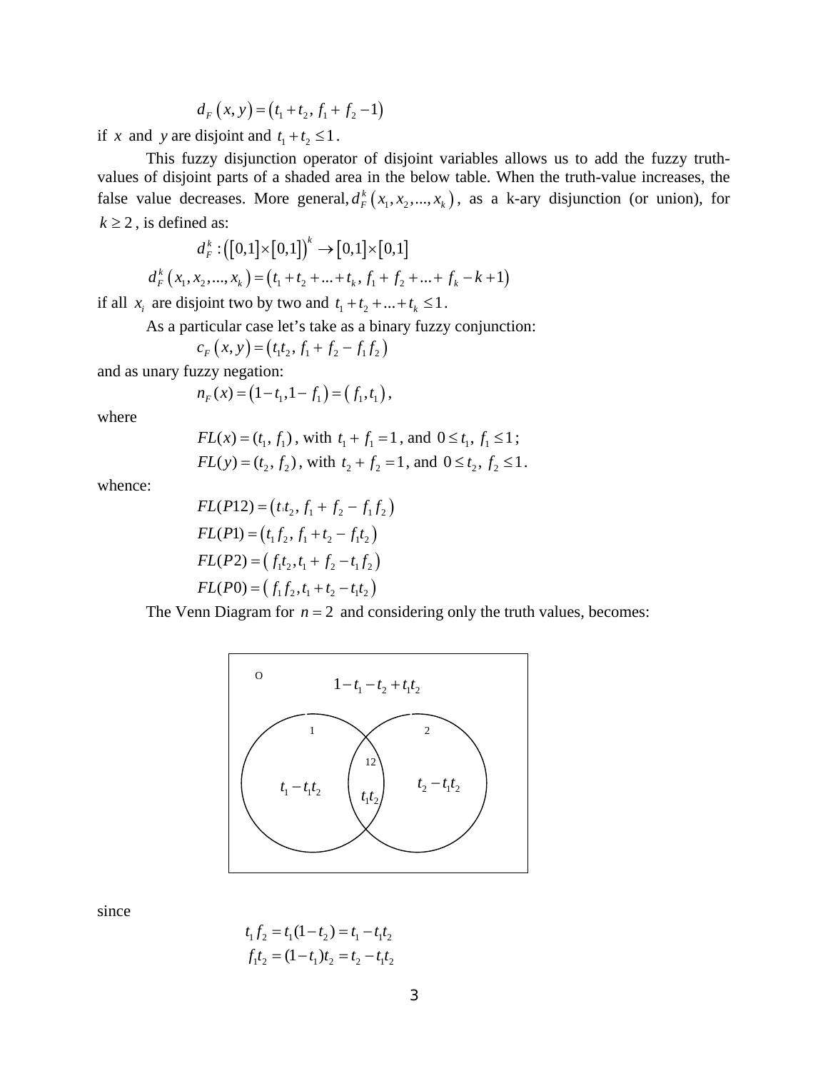$$d_F(x, y) = (t_1 + t_2,\ f_1 + f_2 - 1)$$

if $x$ and $y$ are disjoint and $t_1 + t_2 \le 1$.

This fuzzy disjunction operator of disjoint variables allows us to add the fuzzy truth-values of disjoint parts of a shaded area in the below table. When the truth-value increases, the false value decreases. More general, $d_F^k(x_1, x_2, ..., x_k)$, as a k-ary disjunction (or union), for $k \ge 2$, is defined as:

$$d_F^k : ([0,1] \times [0,1])^k \to [0,1] \times [0,1]$$

$$d_F^k(x_1, x_2, ..., x_k) = (t_1 + t_2 + ... + t_k,\ f_1 + f_2 + ... + f_k - k + 1)$$

if all $x_i$ are disjoint two by two and $t_1 + t_2 + ... + t_k \le 1$.

As a particular case let's take as a binary fuzzy conjunction:

$$c_F(x, y) = (t_1 t_2,\ f_1 + f_2 - f_1 f_2)$$

and as unary fuzzy negation:

$$n_F(x) = (1 - t_1, 1 - f_1) = (f_1, t_1),$$

where

$$FL(x) = (t_1, f_1), \text{ with } t_1 + f_1 = 1, \text{ and } 0 \le t_1,\ f_1 \le 1;$$

$$FL(y) = (t_2, f_2), \text{ with } t_2 + f_2 = 1, \text{ and } 0 \le t_2,\ f_2 \le 1.$$

whence:

$$FL(P12) = (t_1 t_2,\ f_1 + f_2 - f_1 f_2)$$

$$FL(P1) = (t_1 f_2,\ f_1 + t_2 - f_1 t_2)$$

$$FL(P2) = (f_1 t_2, t_1 + f_2 - t_1 f_2)$$

$$FL(P0) = (f_1 f_2, t_1 + t_2 - t_1 t_2)$$

The Venn Diagram for $n = 2$ and considering only the truth values, becomes:

O: $1 - t_1 - t_2 + t_1 t_2$

1: $t_1 - t_1 t_2$

12: $t_1 t_2$

2: $t_2 - t_1 t_2$

since

$$t_1 f_2 = t_1(1 - t_2) = t_1 - t_1 t_2$$

$$f_1 t_2 = (1 - t_1) t_2 = t_2 - t_1 t_2$$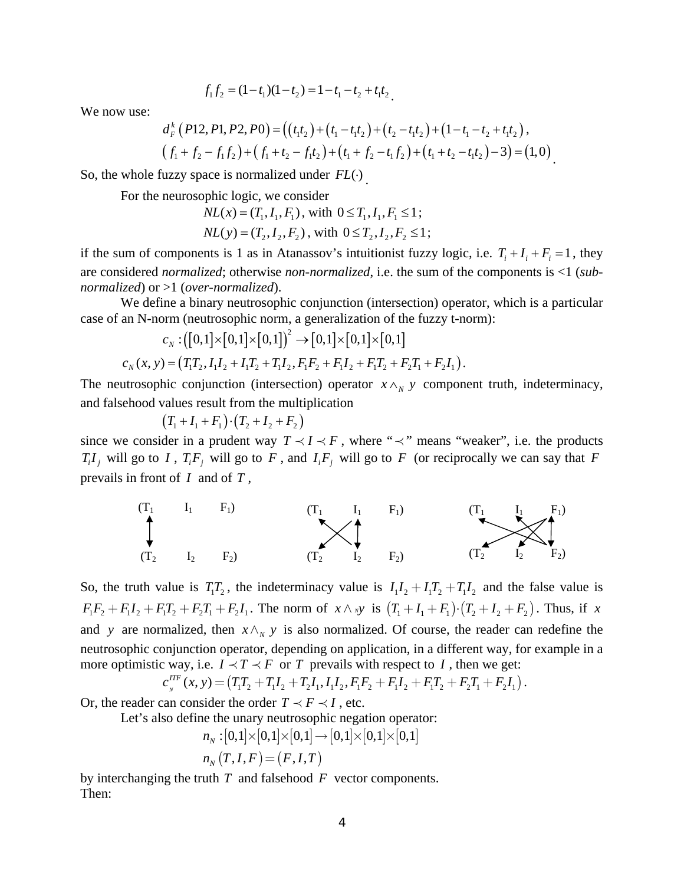$$f_1 f_2 = (1-t_1)(1-t_2) = 1 - t_1 - t_2 + t_1 t_2 .$$

We now use:

$$d_F^k\left(P12, P1, P2, P0\right) = \left(\left(t_1 t_2\right) + \left(t_1 - t_1 t_2\right) + \left(t_2 - t_1 t_2\right) + \left(1 - t_1 - t_2 + t_1 t_2\right),\right.$$
$$\left.\left(f_1 + f_2 - f_1 f_2\right) + \left(f_1 + t_2 - f_1 t_2\right) + \left(t_1 + f_2 - t_1 f_2\right) + \left(t_1 + t_2 - t_1 t_2\right) - 3\right) = \left(1, 0\right).$$

So, the whole fuzzy space is normalized under $FL(\cdot)$.

For the neurosophic logic, we consider

$NL(x) = (T_1, I_1, F_1)$, with $0 \le T_1, I_1, F_1 \le 1$;

$NL(y) = (T_2, I_2, F_2)$, with $0 \le T_2, I_2, F_2 \le 1$;

if the sum of components is 1 as in Atanassov's intuitionist fuzzy logic, i.e. $T_i + I_i + F_i = 1$, they are considered *normalized*; otherwise *non-normalized*, i.e. the sum of the components is <1 (*sub-normalized*) or >1 (*over-normalized*).

We define a binary neutrosophic conjunction (intersection) operator, which is a particular case of an N-norm (neutrosophic norm, a generalization of the fuzzy t-norm):

$$c_N : \left(\left[0,1\right] \times \left[0,1\right] \times \left[0,1\right]\right)^2 \rightarrow \left[0,1\right] \times \left[0,1\right] \times \left[0,1\right]$$

$$c_N(x, y) = \left(T_1 T_2, I_1 I_2 + I_1 T_2 + T_1 I_2, F_1 F_2 + F_1 I_2 + F_1 T_2 + F_2 T_1 + F_2 I_1\right).$$

The neutrosophic conjunction (intersection) operator $x \wedge_N y$ component truth, indeterminacy, and falsehood values result from the multiplication

$$\left(T_1 + I_1 + F_1\right) \cdot \left(T_2 + I_2 + F_2\right)$$

since we consider in a prudent way $T \prec I \prec F$, where "$\prec$" means "weaker", i.e. the products $T_i I_j$ will go to $I$, $T_i F_j$ will go to $F$, and $I_i F_j$ will go to $F$ (or reciprocally we can say that $F$ prevails in front of $I$ and of $T$,

| | | | | | | | | | | |
|---|---|---|---|---|---|---|---|---|---|---|
| ($T_1$ | $I_1$ | $F_1$) | | ($T_1$ | $I_1$ | $F_1$) | | ($T_1$ | $I_1$ | $F_1$) |
| ($T_2$ | $I_2$ | $F_2$) | | ($T_2$ | $I_2$ | $F_2$) | | ($T_2$ | $I_2$ | $F_2$) |

So, the truth value is $T_1 T_2$, the indeterminacy value is $I_1 I_2 + I_1 T_2 + T_1 I_2$ and the false value is $F_1 F_2 + F_1 I_2 + F_1 T_2 + F_2 T_1 + F_2 I_1$. The norm of $x \wedge_N y$ is $\left(T_1 + I_1 + F_1\right) \cdot \left(T_2 + I_2 + F_2\right)$. Thus, if $x$ and $y$ are normalized, then $x \wedge_N y$ is also normalized. Of course, the reader can redefine the neutrosophic conjunction operator, depending on application, in a different way, for example in a more optimistic way, i.e. $I \prec T \prec F$ or $T$ prevails with respect to $I$, then we get:

$$c_N^{ITF}(x, y) = \left(T_1 T_2 + T_1 I_2 + T_2 I_1, I_1 I_2, F_1 F_2 + F_1 I_2 + F_1 T_2 + F_2 T_1 + F_2 I_1\right).$$

Or, the reader can consider the order $T \prec F \prec I$, etc.

Let's also define the unary neutrosophic negation operator:

$$n_N : \left[0,1\right] \times \left[0,1\right] \times \left[0,1\right] \rightarrow \left[0,1\right] \times \left[0,1\right] \times \left[0,1\right]$$

$$n_N\left(T, I, F\right) = \left(F, I, T\right)$$

by interchanging the truth $T$ and falsehood $F$ vector components.

Then: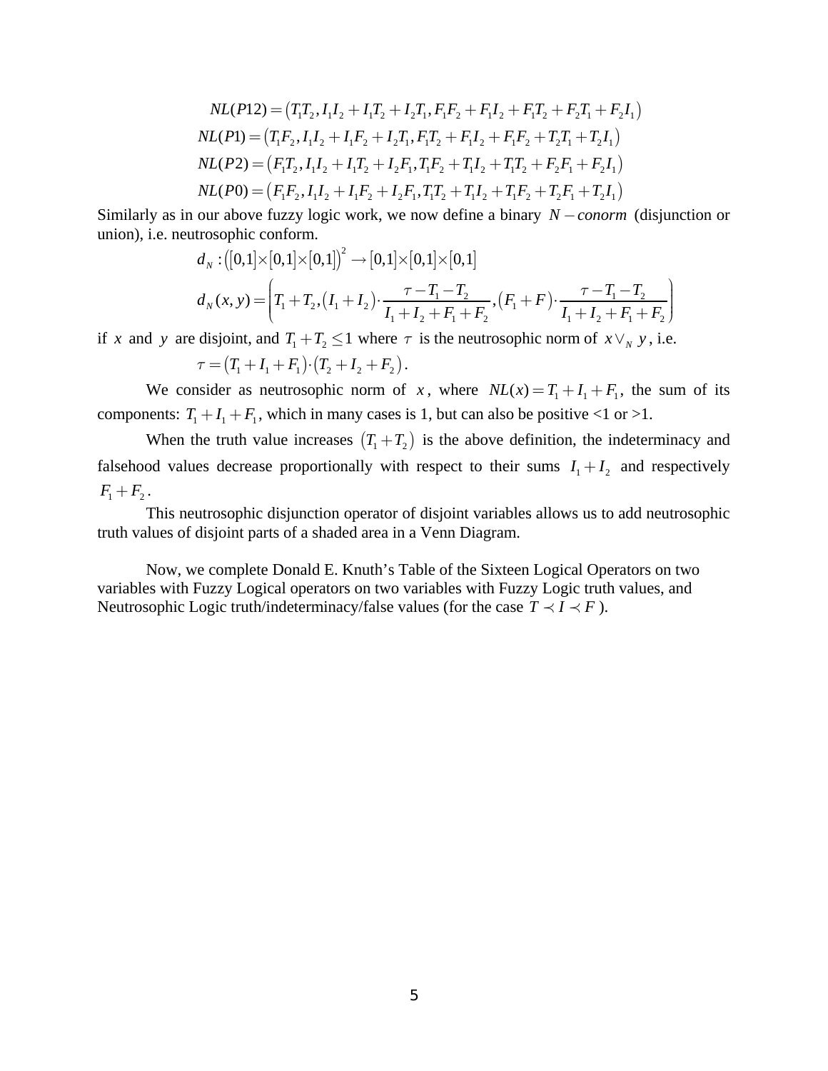$$NL(P12) = \left(T_1T_2, I_1I_2 + I_1T_2 + I_2T_1, F_1F_2 + F_1I_2 + F_1T_2 + F_2T_1 + F_2I_1\right)$$
$$NL(P1) = \left(T_1F_2, I_1I_2 + I_1F_2 + I_2T_1, F_1T_2 + F_1I_2 + F_1F_2 + T_2T_1 + T_2I_1\right)$$
$$NL(P2) = \left(F_1T_2, I_1I_2 + I_1T_2 + I_2F_1, T_1F_2 + T_1I_2 + T_1T_2 + F_2F_1 + F_2I_1\right)$$
$$NL(P0) = \left(F_1F_2, I_1I_2 + I_1F_2 + I_2F_1, T_1T_2 + T_1I_2 + T_1F_2 + T_2F_1 + T_2I_1\right)$$

Similarly as in our above fuzzy logic work, we now define a binary $N-conorm$ (disjunction or union), i.e. neutrosophic conform.

$$d_N : \left([0,1]\times[0,1]\times[0,1]\right)^2 \to [0,1]\times[0,1]\times[0,1]$$

$$d_N(x,y) = \left(T_1 + T_2, \left(I_1 + I_2\right)\cdot\frac{\tau - T_1 - T_2}{I_1 + I_2 + F_1 + F_2}, \left(F_1 + F\right)\cdot\frac{\tau - T_1 - T_2}{I_1 + I_2 + F_1 + F_2}\right)$$

if $x$ and $y$ are disjoint, and $T_1 + T_2 \leq 1$ where $\tau$ is the neutrosophic norm of $x \vee_N y$, i.e.

$$\tau = \left(T_1 + I_1 + F_1\right)\cdot\left(T_2 + I_2 + F_2\right).$$

We consider as neutrosophic norm of $x$, where $NL(x) = T_1 + I_1 + F_1$, the sum of its components: $T_1 + I_1 + F_1$, which in many cases is 1, but can also be positive <1 or >1.

When the truth value increases $\left(T_1 + T_2\right)$ is the above definition, the indeterminacy and falsehood values decrease proportionally with respect to their sums $I_1 + I_2$ and respectively $F_1 + F_2$.

This neutrosophic disjunction operator of disjoint variables allows us to add neutrosophic truth values of disjoint parts of a shaded area in a Venn Diagram.

Now, we complete Donald E. Knuth's Table of the Sixteen Logical Operators on two variables with Fuzzy Logical operators on two variables with Fuzzy Logic truth values, and Neutrosophic Logic truth/indeterminacy/false values (for the case $T \prec I \prec F$).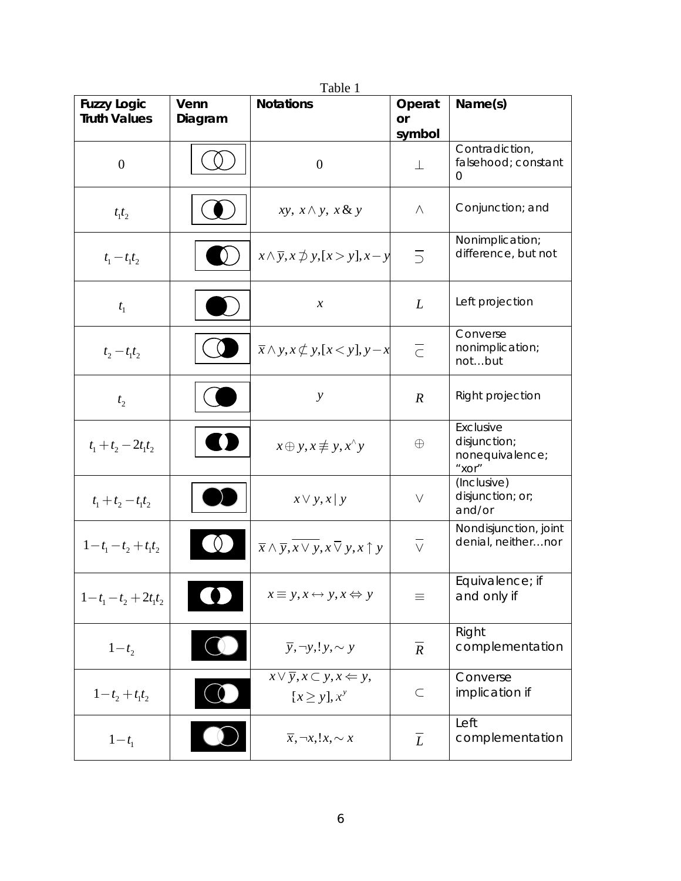Table 1

| Fuzzy Logic Truth Values | Venn Diagram | Notations | Operator symbol | Name(s) |
|---|---|---|---|---|
| $0$ | | $0$ | $\perp$ | Contradiction, falsehood; constant 0 |
| $t_1 t_2$ | | $xy,\ x \wedge y,\ x \,\&\, y$ | $\wedge$ | Conjunction; and |
| $t_1 - t_1 t_2$ | | $x \wedge \overline{y}, x \not\supset y, [x > y], x - y$ | $\overline{\supset}$ | Nonimplication; difference, but not |
| $t_1$ | | $x$ | $L$ | Left projection |
| $t_2 - t_1 t_2$ | | $\overline{x} \wedge y, x \not\subset y, [x < y], y - x$ | $\overline{\subset}$ | Converse nonimplication; not…but |
| $t_2$ | | $y$ | $R$ | Right projection |
| $t_1 + t_2 - 2t_1 t_2$ | | $x \oplus y, x \not\equiv y, x^{\wedge} y$ | $\oplus$ | Exclusive disjunction; nonequivalence; "xor" |
| $t_1 + t_2 - t_1 t_2$ | | $x \vee y, x \mid y$ | $\vee$ | (Inclusive) disjunction; or; and/or |
| $1 - t_1 - t_2 + t_1 t_2$ | | $\overline{x} \wedge \overline{y}, \overline{x \vee y}, x \overline{\vee} y, x \uparrow y$ | $\overline{\vee}$ | Nondisjunction, joint denial, neither…nor |
| $1 - t_1 - t_2 + 2t_1 t_2$ | | $x \equiv y, x \leftrightarrow y, x \Leftrightarrow y$ | $\equiv$ | Equivalence; if and only if |
| $1 - t_2$ | | $\overline{y}, \neg y, !y, \sim y$ | $\overline{R}$ | Right complementation |
| $1 - t_2 + t_1 t_2$ | | $x \vee \overline{y}, x \subset y, x \Leftarrow y, [x \geq y], x^{y}$ | $\subset$ | Converse implication if |
| $1 - t_1$ | | $\overline{x}, \neg x, !x, \sim x$ | $\overline{L}$ | Left complementation |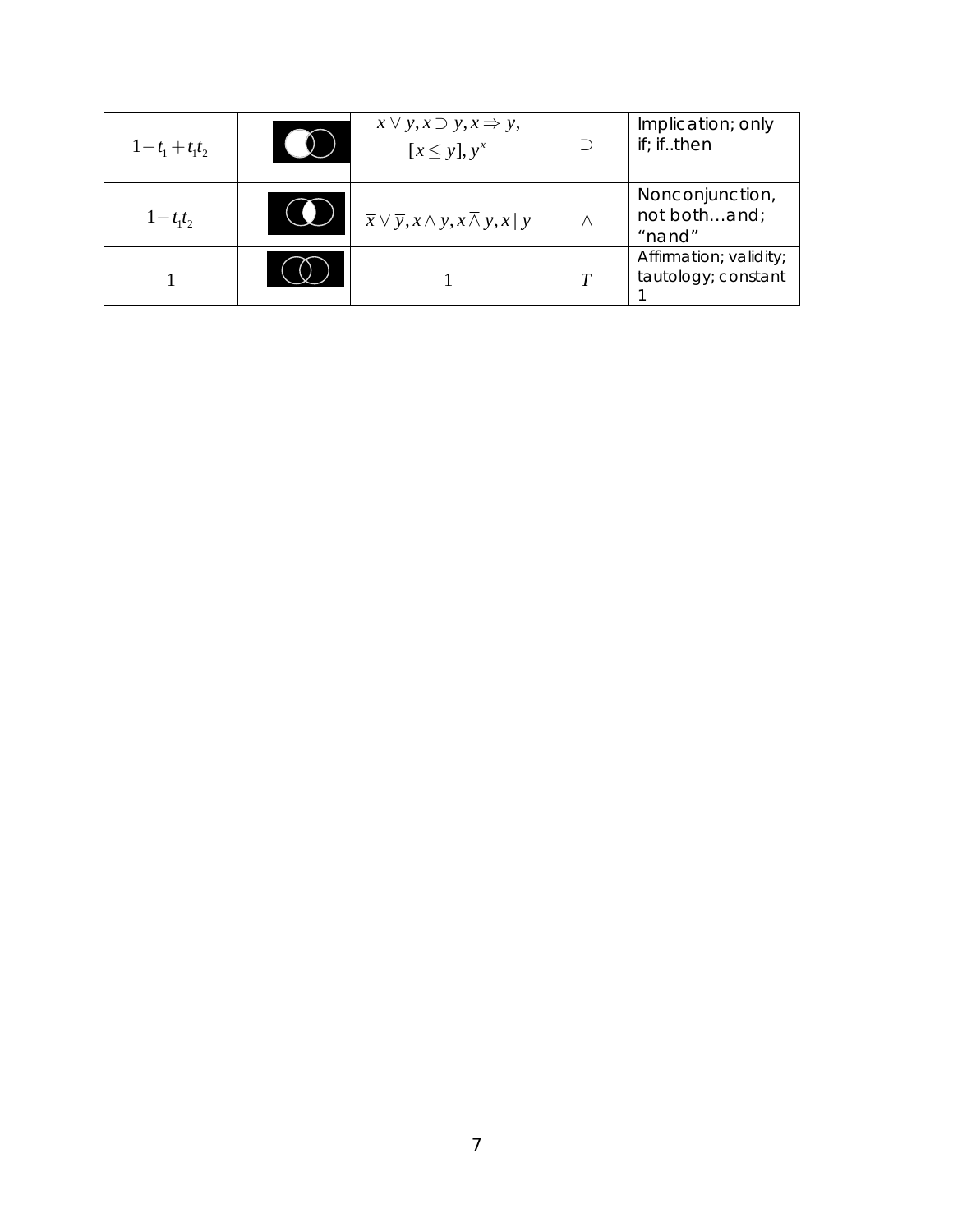| | | | | |
|---|---|---|---|---|
| $1-t_1+t_1t_2$ | | $\overline{x} \vee y, x \supset y, x \Rightarrow y,$ $[x \leq y], y^x$ | $\supset$ | Implication; only if; if..then |
| $1-t_1t_2$ | | $\overline{x} \vee \overline{y}, \overline{x \wedge y}, x \overline{\wedge} y, x \mid y$ | $\overline{\wedge}$ | Nonconjunction, not both…and; "nand" |
| $1$ | | $1$ | $T$ | Affirmation; validity; tautology; constant 1 |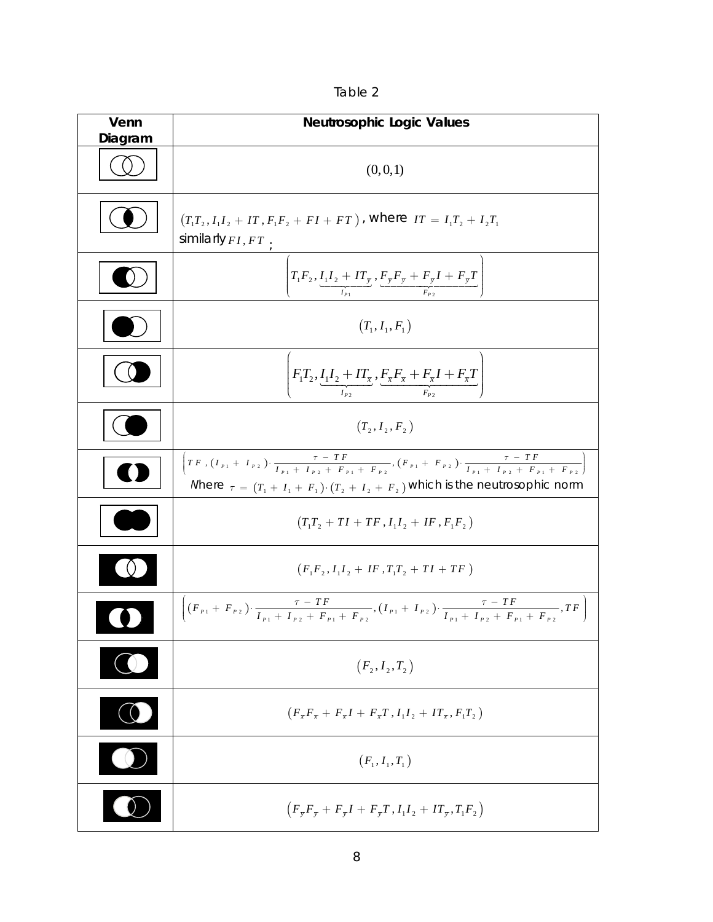Table 2

| Venn Diagram | Neutrosophic Logic Values |
|---|---|
| | $(0,0,1)$ |
| | $\left(T_1T_2, I_1I_2 + IT, F_1F_2 + FI + FT\right)$, where $IT = I_1T_2 + I_2T_1$ similarly $FI, FT$; |
| | $\left(T_1F_2, \underbrace{I_1I_2 + IT_{\overline{y}}}_{I_{P1}}, \underbrace{F_{\overline{y}}F_{\overline{y}} + F_{\overline{y}}I + F_{\overline{y}}T}_{F_{P2}}\right)$ |
| | $\left(T_1, I_1, F_1\right)$ |
| | $\left(F_1T_2, \underbrace{I_1I_2 + IT_{\overline{x}}}_{I_{P2}}, \underbrace{F_{\overline{x}}F_{\overline{x}} + F_{\overline{x}}I + F_{\overline{x}}T}_{F_{P2}}\right)$ |
| | $\left(T_2, I_2, F_2\right)$ |
| | $\left(TF, (I_{P1} + I_{P2}) \cdot \frac{\tau - TF}{I_{P1} + I_{P2} + F_{P1} + F_{P2}}, (F_{P1} + F_{P2}) \cdot \frac{\tau - TF}{I_{P1} + I_{P2} + F_{P1} + F_{P2}}\right)$ Where $\tau = (T_1 + I_1 + F_1) \cdot (T_2 + I_2 + F_2)$ which is the neutrosophic norm |
| | $\left(T_1T_2 + TI + TF, I_1I_2 + IF, F_1F_2\right)$ |
| | $\left(F_1F_2, I_1I_2 + IF, T_1T_2 + TI + TF\right)$ |
| | $\left((F_{P1} + F_{P2}) \cdot \frac{\tau - TF}{I_{P1} + I_{P2} + F_{P1} + F_{P2}}, (I_{P1} + I_{P2}) \cdot \frac{\tau - TF}{I_{P1} + I_{P2} + F_{P1} + F_{P2}}, TF\right)$ |
| | $\left(F_2, I_2, T_2\right)$ |
| | $\left(F_{\overline{x}}F_{\overline{x}} + F_{\overline{x}}I + F_{\overline{x}}T, I_1I_2 + IT_{\overline{x}}, F_1T_2\right)$ |
| | $\left(F_1, I_1, T_1\right)$ |
| | $\left(F_{\overline{y}}F_{\overline{y}} + F_{\overline{y}}I + F_{\overline{y}}T, I_1I_2 + IT_{\overline{y}}, T_1F_2\right)$ |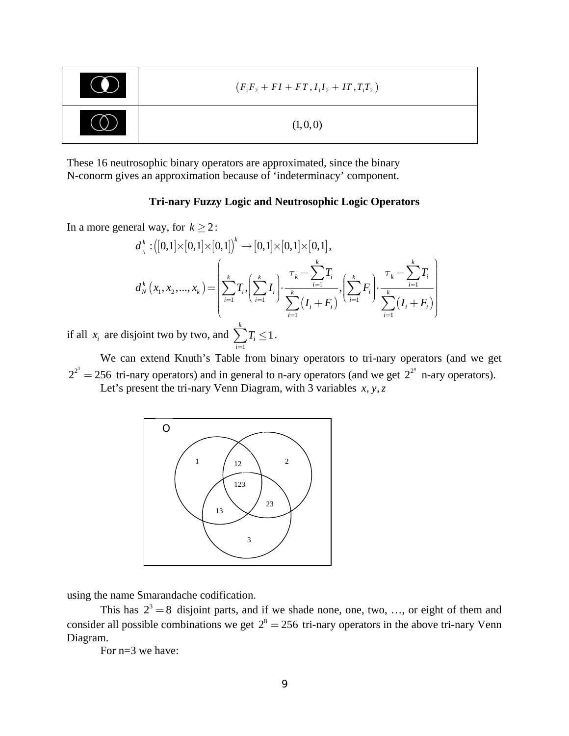| | |
|---|---|
| | $\left(F_1F_2 + FI + FT, I_1I_2 + IT, T_1T_2\right)$ |
| | $(1, 0, 0)$ |

These 16 neutrosophic binary operators are approximated, since the binary N-conorm gives an approximation because of 'indeterminacy' component.

**Tri-nary Fuzzy Logic and Neutrosophic Logic Operators**

In a more general way, for $k \geq 2$:

$$d_N^k : \left([0,1]\times[0,1]\times[0,1]\right)^k \to [0,1]\times[0,1]\times[0,1],$$

$$d_N^k\left(x_1, x_2, ..., x_k\right) = \left(\sum_{i=1}^{k} T_i, \left(\sum_{i=1}^{k} I_i\right)\cdot\frac{\tau_k - \sum_{i=1}^{k} T_i}{\sum_{i=1}^{k}\left(I_i + F_i\right)}, \left(\sum_{i=1}^{k} F_i\right)\cdot\frac{\tau_k - \sum_{i=1}^{k} T_i}{\sum_{i=1}^{k}\left(I_i + F_i\right)}\right)$$

if all $x_i$ are disjoint two by two, and $\sum_{i=1}^{k} T_i \leq 1$.

We can extend Knuth's Table from binary operators to tri-nary operators (and we get $2^{2^3} = 256$ tri-nary operators) and in general to n-ary operators (and we get $2^{2^n}$ n-ary operators).

Let's present the tri-nary Venn Diagram, with 3 variables $x, y, z$

O

1 12 2

123

13 23

3

using the name Smarandache codification.

This has $2^3 = 8$ disjoint parts, and if we shade none, one, two, …, or eight of them and consider all possible combinations we get $2^8 = 256$ tri-nary operators in the above tri-nary Venn Diagram.

For n=3 we have: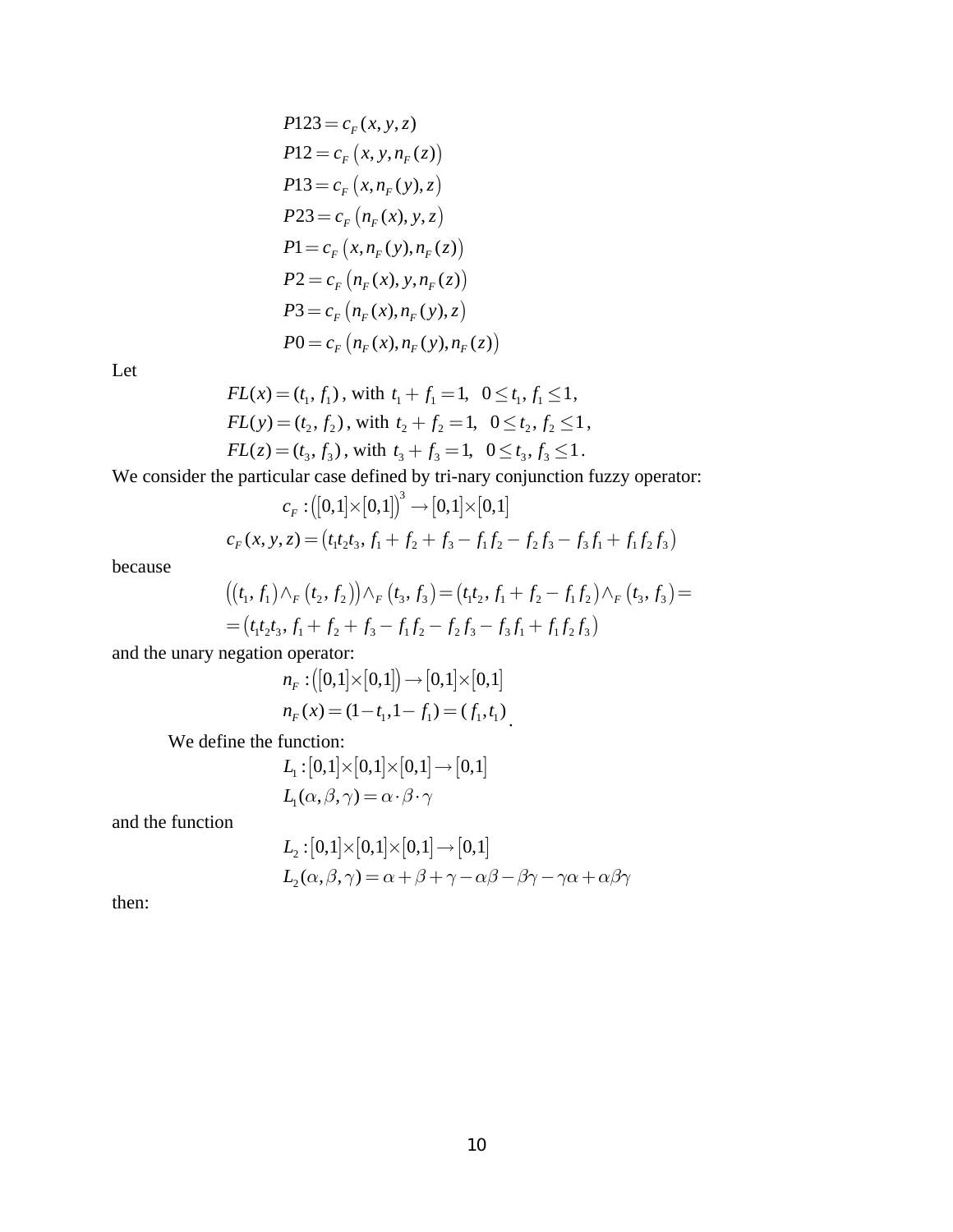$$
\begin{aligned}
P123 &= c_F(x, y, z) \\
P12 &= c_F\left(x, y, n_F(z)\right) \\
P13 &= c_F\left(x, n_F(y), z\right) \\
P23 &= c_F\left(n_F(x), y, z\right) \\
P1 &= c_F\left(x, n_F(y), n_F(z)\right) \\
P2 &= c_F\left(n_F(x), y, n_F(z)\right) \\
P3 &= c_F\left(n_F(x), n_F(y), z\right) \\
P0 &= c_F\left(n_F(x), n_F(y), n_F(z)\right)
\end{aligned}
$$

Let

$$FL(x) = (t_1, f_1)\text{, with } t_1 + f_1 = 1,\ \ 0 \le t_1, f_1 \le 1,$$

$$FL(y) = (t_2, f_2)\text{, with } t_2 + f_2 = 1,\ \ 0 \le t_2, f_2 \le 1,$$

$$FL(z) = (t_3, f_3)\text{, with } t_3 + f_3 = 1,\ \ 0 \le t_3, f_3 \le 1.$$

We consider the particular case defined by tri-nary conjunction fuzzy operator:

$$c_F : \left([0,1] \times [0,1]\right)^3 \to [0,1] \times [0,1]$$

$$c_F(x, y, z) = \left(t_1 t_2 t_3,\ f_1 + f_2 + f_3 - f_1 f_2 - f_2 f_3 - f_3 f_1 + f_1 f_2 f_3\right)$$

because

$$
\begin{aligned}
&\left((t_1, f_1) \wedge_F (t_2, f_2)\right) \wedge_F (t_3, f_3) = \left(t_1 t_2,\ f_1 + f_2 - f_1 f_2\right) \wedge_F (t_3, f_3) = \\
&= \left(t_1 t_2 t_3,\ f_1 + f_2 + f_3 - f_1 f_2 - f_2 f_3 - f_3 f_1 + f_1 f_2 f_3\right)
\end{aligned}
$$

and the unary negation operator:

$$n_F : \left([0,1] \times [0,1]\right) \to [0,1] \times [0,1]$$

$$n_F(x) = (1 - t_1, 1 - f_1) = (f_1, t_1).$$

We define the function:

$$L_1 : [0,1] \times [0,1] \times [0,1] \to [0,1]$$

$$L_1(\alpha, \beta, \gamma) = \alpha \cdot \beta \cdot \gamma$$

and the function

$$L_2 : [0,1] \times [0,1] \times [0,1] \to [0,1]$$

$$L_2(\alpha, \beta, \gamma) = \alpha + \beta + \gamma - \alpha\beta - \beta\gamma - \gamma\alpha + \alpha\beta\gamma$$

then: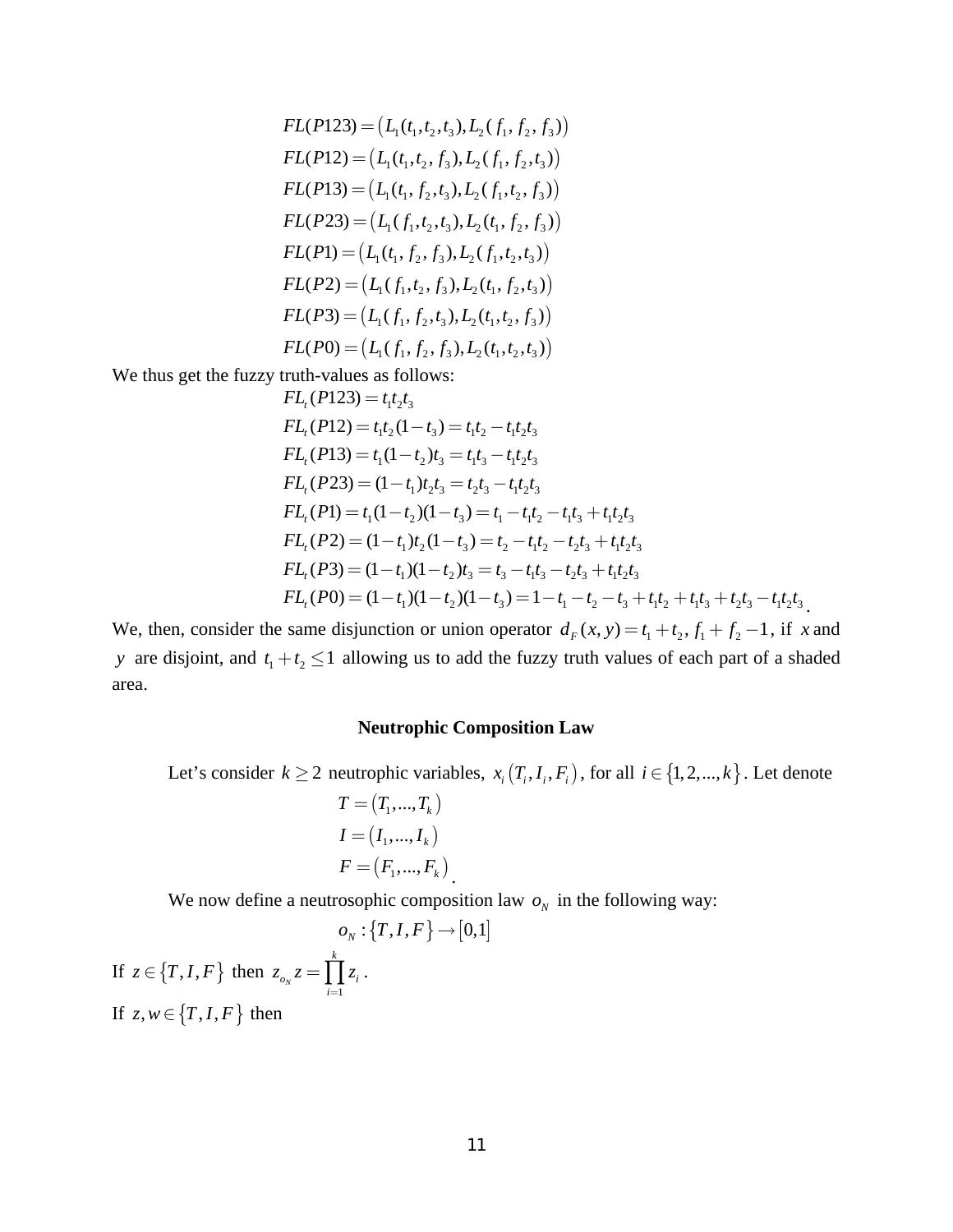$$FL(P123) = \left(L_1(t_1, t_2, t_3), L_2(f_1, f_2, f_3)\right)$$
$$FL(P12) = \left(L_1(t_1, t_2, f_3), L_2(f_1, f_2, t_3)\right)$$
$$FL(P13) = \left(L_1(t_1, f_2, t_3), L_2(f_1, t_2, f_3)\right)$$
$$FL(P23) = \left(L_1(f_1, t_2, t_3), L_2(t_1, f_2, f_3)\right)$$
$$FL(P1) = \left(L_1(t_1, f_2, f_3), L_2(f_1, t_2, t_3)\right)$$
$$FL(P2) = \left(L_1(f_1, t_2, f_3), L_2(t_1, f_2, t_3)\right)$$
$$FL(P3) = \left(L_1(f_1, f_2, t_3), L_2(t_1, t_2, f_3)\right)$$
$$FL(P0) = \left(L_1(f_1, f_2, f_3), L_2(t_1, t_2, t_3)\right)$$

We thus get the fuzzy truth-values as follows:

$$FL_t(P123) = t_1 t_2 t_3$$
$$FL_t(P12) = t_1 t_2 (1 - t_3) = t_1 t_2 - t_1 t_2 t_3$$
$$FL_t(P13) = t_1 (1 - t_2) t_3 = t_1 t_3 - t_1 t_2 t_3$$
$$FL_t(P23) = (1 - t_1) t_2 t_3 = t_2 t_3 - t_1 t_2 t_3$$
$$FL_t(P1) = t_1 (1 - t_2)(1 - t_3) = t_1 - t_1 t_2 - t_1 t_3 + t_1 t_2 t_3$$
$$FL_t(P2) = (1 - t_1) t_2 (1 - t_3) = t_2 - t_1 t_2 - t_2 t_3 + t_1 t_2 t_3$$
$$FL_t(P3) = (1 - t_1)(1 - t_2) t_3 = t_3 - t_1 t_3 - t_2 t_3 + t_1 t_2 t_3$$
$$FL_t(P0) = (1 - t_1)(1 - t_2)(1 - t_3) = 1 - t_1 - t_2 - t_3 + t_1 t_2 + t_1 t_3 + t_2 t_3 - t_1 t_2 t_3.$$

We, then, consider the same disjunction or union operator $d_F(x, y) = t_1 + t_2, f_1 + f_2 - 1$, if $x$ and $y$ are disjoint, and $t_1 + t_2 \leq 1$ allowing us to add the fuzzy truth values of each part of a shaded area.

### Neutrophic Composition Law

Let's consider $k \geq 2$ neutrophic variables, $x_i\left(T_i, I_i, F_i\right)$, for all $i \in \{1, 2, ..., k\}$. Let denote

$$T = \left(T_1, ..., T_k\right)$$
$$I = \left(I_1, ..., I_k\right)$$
$$F = \left(F_1, ..., F_k\right).$$

We now define a neutrosophic composition law $o_N$ in the following way:

$$o_N : \{T, I, F\} \to [0, 1]$$

If $z \in \{T, I, F\}$ then $z_{o_N} z = \prod_{i=1}^{k} z_i$.

If $z, w \in \{T, I, F\}$ then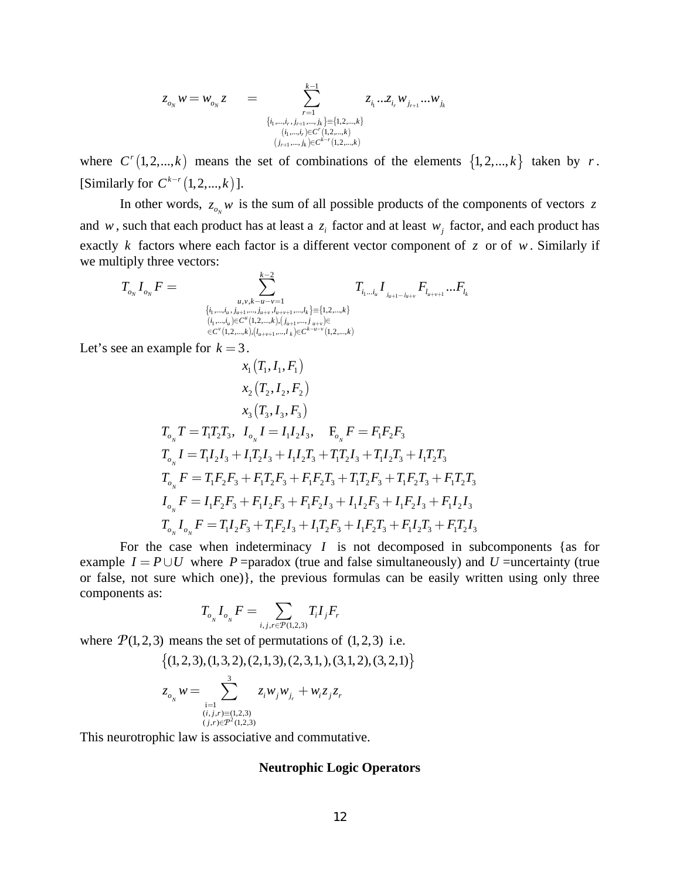$$z_{o_N} w = w_{o_N} z \quad = \sum_{\substack{r=1 \\ \{i_1,\dots,i_r,j_{r+1},\dots,j_k\} \equiv \{1,2,\dots,k\} \\ (i_1,\dots,i_r) \in C^r(1,2,\dots,k) \\ (j_{r+1},\dots,j_k) \in C^{k-r}(1,2,\dots,k)}}^{k-1} z_{i_1} \dots z_{i_r} w_{j_{r+1}} \dots w_{j_k}$$

where $C^r(1,2,\dots,k)$ means the set of combinations of the elements $\{1,2,\dots,k\}$ taken by $r$. [Similarly for $C^{k-r}(1,2,\dots,k)$].

In other words, $z_{o_N} w$ is the sum of all possible products of the components of vectors $z$ and $w$, such that each product has at least a $z_i$ factor and at least $w_j$ factor, and each product has exactly $k$ factors where each factor is a different vector component of $z$ or of $w$. Similarly if we multiply three vectors:

$$T_{o_N} I_{o_N} F = \sum_{\substack{u,v,k-u-v=1 \\ \{i_1,\dots,i_u,j_{u+1},\dots,j_{u+v},l_{u+v+1},\dots,l_k\} \equiv \{1,2,\dots,k\} \\ (i_1,\dots,i_u) \in C^u(1,2,\dots,k),(j_{u+1},\dots,j_{u+v}) \in \\ \in C^v(1,2,\dots,k),(l_{u+v+1},\dots,l_k) \in C^{k-u-v}(1,2,\dots,k)}}^{k-2} T_{i_1 \dots i_u} I_{j_{u+1} \dots j_{u+v}} F_{l_{u+v+1}} \dots F_{l_k}$$

Let's see an example for $k = 3$.

$$x_1(T_1, I_1, F_1)$$
$$x_2(T_2, I_2, F_2)$$
$$x_3(T_3, I_3, F_3)$$

$$T_{o_N} T = T_1 T_2 T_3, \quad I_{o_N} I = I_1 I_2 I_3, \quad F_{o_N} F = F_1 F_2 F_3$$

$$T_{o_N} I = T_1 I_2 I_3 + I_1 T_2 I_3 + I_1 I_2 T_3 + T_1 T_2 I_3 + T_1 I_2 T_3 + I_1 T_2 T_3$$

$$T_{o_N} F = T_1 F_2 F_3 + F_1 T_2 F_3 + F_1 F_2 T_3 + T_1 T_2 F_3 + T_1 F_2 T_3 + F_1 T_2 T_3$$

$$I_{o_N} F = I_1 F_2 F_3 + F_1 I_2 F_3 + F_1 F_2 I_3 + I_1 I_2 F_3 + I_1 F_2 I_3 + F_1 I_2 I_3$$

$$T_{o_N} I_{o_N} F = T_1 I_2 F_3 + T_1 F_2 I_3 + I_1 T_2 F_3 + I_1 F_2 T_3 + F_1 I_2 T_3 + F_1 T_2 I_3$$

For the case when indeterminacy $I$ is not decomposed in subcomponents {as for example $I = P \cup U$ where $P$ =paradox (true and false simultaneously) and $U$ =uncertainty (true or false, not sure which one)}, the previous formulas can be easily written using only three components as:

$$T_{o_N} I_{o_N} F = \sum_{i,j,r \in \mathcal{P}(1,2,3)} T_i I_j F_r$$

where $\mathcal{P}(1,2,3)$ means the set of permutations of $(1,2,3)$ i.e.

$$\{(1,2,3),(1,3,2),(2,1,3),(2,3,1,),(3,1,2),(3,2,1)\}$$

$$z_{o_N} w = \sum_{\substack{i=1 \\ (i,j,r) \equiv (1,2,3) \\ (j,r) \in \mathcal{P}^2(1,2,3)}}^{3} z_i w_j w_{j_r} + w_i z_j z_r$$

This neurotrophic law is associative and commutative.

**Neutrophic Logic Operators**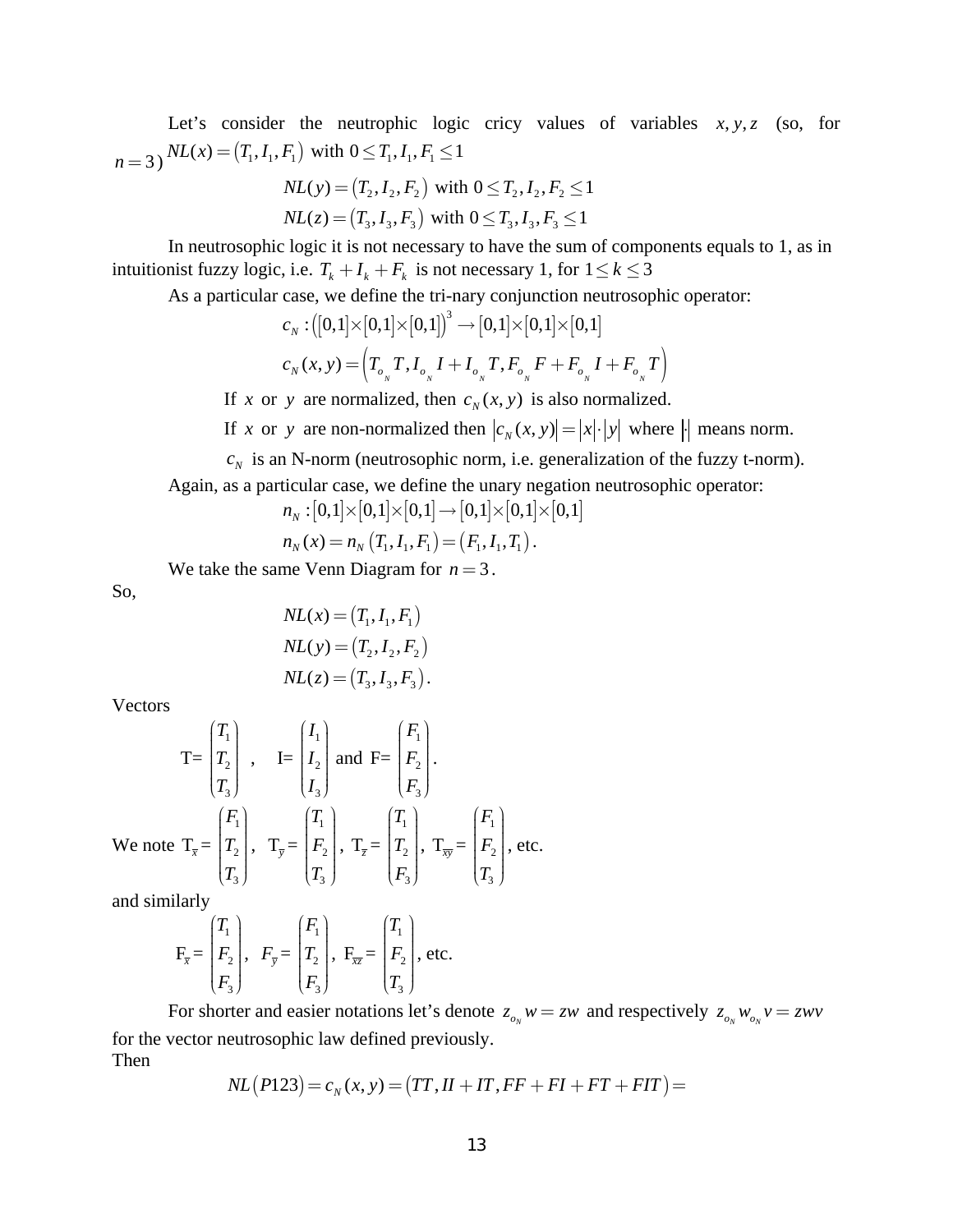Let's consider the neutrophic logic cricy values of variables $x, y, z$ (so, for $n = 3$) $NL(x) = (T_1, I_1, F_1)$ with $0 \le T_1, I_1, F_1 \le 1$

$$NL(y) = (T_2, I_2, F_2) \text{ with } 0 \le T_2, I_2, F_2 \le 1$$

$$NL(z) = (T_3, I_3, F_3) \text{ with } 0 \le T_3, I_3, F_3 \le 1$$

In neutrosophic logic it is not necessary to have the sum of components equals to 1, as in intuitionist fuzzy logic, i.e. $T_k + I_k + F_k$ is not necessary 1, for $1 \le k \le 3$

As a particular case, we define the tri-nary conjunction neutrosophic operator:

$$c_N : ([0,1] \times [0,1] \times [0,1])^3 \to [0,1] \times [0,1] \times [0,1]$$

$$c_N(x, y) = \left( T_{o_N} T, I_{o_N} I + I_{o_N} T, F_{o_N} F + F_{o_N} I + F_{o_N} T \right)$$

If $x$ or $y$ are normalized, then $c_N(x, y)$ is also normalized.

If $x$ or $y$ are non-normalized then $|c_N(x, y)| = |x| \cdot |y|$ where $|\cdot|$ means norm.

$c_N$ is an N-norm (neutrosophic norm, i.e. generalization of the fuzzy t-norm).

Again, as a particular case, we define the unary negation neutrosophic operator:

$$n_N : [0,1] \times [0,1] \times [0,1] \to [0,1] \times [0,1] \times [0,1]$$

$$n_N(x) = n_N(T_1, I_1, F_1) = (F_1, I_1, T_1).$$

We take the same Venn Diagram for $n = 3$.

So,

$$NL(x) = (T_1, I_1, F_1)$$

$$NL(y) = (T_2, I_2, F_2)$$

$$NL(z) = (T_3, I_3, F_3).$$

Vectors

$$\text{T} = \begin{pmatrix} T_1 \\ T_2 \\ T_3 \end{pmatrix}, \quad \text{I} = \begin{pmatrix} I_1 \\ I_2 \\ I_3 \end{pmatrix} \text{ and } \text{F} = \begin{pmatrix} F_1 \\ F_2 \\ F_3 \end{pmatrix}.$$

We note $\text{T}_{\overline{x}} = \begin{pmatrix} F_1 \\ T_2 \\ T_3 \end{pmatrix}$, $\text{T}_{\overline{y}} = \begin{pmatrix} T_1 \\ F_2 \\ T_3 \end{pmatrix}$, $\text{T}_{\overline{z}} = \begin{pmatrix} T_1 \\ T_2 \\ F_3 \end{pmatrix}$, $\text{T}_{\overline{xy}} = \begin{pmatrix} F_1 \\ F_2 \\ T_3 \end{pmatrix}$, etc.

and similarly

$$\text{F}_{\overline{x}} = \begin{pmatrix} T_1 \\ F_2 \\ F_3 \end{pmatrix}, \quad F_{\overline{y}} = \begin{pmatrix} F_1 \\ T_2 \\ F_3 \end{pmatrix}, \quad \text{F}_{\overline{xz}} = \begin{pmatrix} T_1 \\ F_2 \\ T_3 \end{pmatrix}, \text{ etc.}$$

For shorter and easier notations let's denote $z_{o_N} w = zw$ and respectively $z_{o_N} w_{o_N} v = zwv$ for the vector neutrosophic law defined previously.

Then

$$NL(P123) = c_N(x, y) = (TT, II + IT, FF + FI + FT + FIT) =$$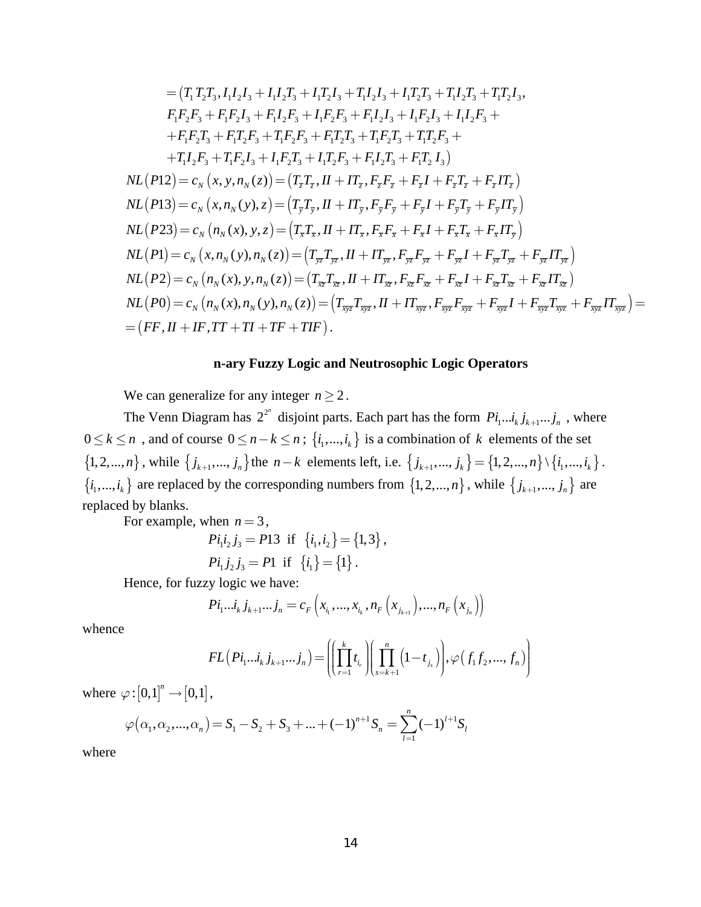$$
\begin{aligned}
&= \left(T_1T_2T_3, I_1I_2I_3 + I_1I_2T_3 + I_1T_2I_3 + T_1I_2I_3 + I_1T_2T_3 + T_1I_2T_3 + T_1T_2I_3,\right.\\
&F_1F_2F_3 + F_1F_2I_3 + F_1I_2F_3 + I_1F_2F_3 + F_1I_2I_3 + I_1F_2I_3 + I_1I_2F_3 +\\
&+F_1F_2T_3 + F_1T_2F_3 + T_1F_2F_3 + F_1T_2T_3 + T_1F_2T_3 + T_1T_2F_3 +\\
&\left.+T_1I_2F_3 + T_1F_2I_3 + I_1F_2T_3 + I_1T_2F_3 + F_1I_2T_3 + F_1T_2\ I_3\right)\\
&NL(P12) = c_N\left(x, y, n_N(z)\right) = \left(T_{\bar{z}}T_{\bar{z}}, II + IT_{\bar{z}}, F_{\bar{z}}F_{\bar{z}} + F_{\bar{z}}I + F_{\bar{z}}T_{\bar{z}} + F_{\bar{z}}IT_{\bar{z}}\right)\\
&NL(P13) = c_N\left(x, n_N(y), z\right) = \left(T_{\bar{y}}T_{\bar{y}}, II + IT_{\bar{y}}, F_{\bar{y}}F_{\bar{y}} + F_{\bar{y}}I + F_{\bar{y}}T_{\bar{y}} + F_{\bar{y}}IT_{\bar{y}}\right)\\
&NL(P23) = c_N\left(n_N(x), y, z\right) = \left(T_{\bar{x}}T_{\bar{x}}, II + IT_{\bar{x}}, F_{\bar{x}}F_{\bar{x}} + F_{\bar{x}}I + F_{\bar{x}}T_{\bar{x}} + F_{\bar{x}}IT_{\bar{y}}\right)\\
&NL(P1) = c_N\left(x, n_N(y), n_N(z)\right) = \left(T_{\overline{yz}}T_{\overline{yz}}, II + IT_{\overline{yz}}, F_{\overline{yz}}F_{\overline{yz}} + F_{\overline{yz}}I + F_{\overline{yz}}T_{\overline{yz}} + F_{\overline{yz}}IT_{\overline{yz}}\right)\\
&NL(P2) = c_N\left(n_N(x), y, n_N(z)\right) = \left(T_{\overline{xz}}T_{\overline{xz}}, II + IT_{\overline{xz}}, F_{\overline{xz}}F_{\overline{xz}} + F_{\overline{xz}}I + F_{\overline{xz}}T_{\overline{xz}} + F_{\overline{xz}}IT_{\overline{xz}}\right)\\
&NL(P0) = c_N\left(n_N(x), n_N(y), n_N(z)\right) = \left(T_{\overline{xyz}}T_{\overline{xyz}}, II + IT_{\overline{xyz}}, F_{\overline{xyz}}F_{\overline{xyz}} + F_{\overline{xyz}}I + F_{\overline{xyz}}T_{\overline{xyz}} + F_{\overline{xyz}}IT_{\overline{xyz}}\right) =\\
&= \left(FF, II + IF, TT + TI + TF + TIF\right).
\end{aligned}
$$

### n-ary Fuzzy Logic and Neutrosophic Logic Operators

We can generalize for any integer $n \geq 2$.

The Venn Diagram has $2^{2^n}$ disjoint parts. Each part has the form $Pi_1...i_k\, j_{k+1}...j_n$, where $0 \leq k \leq n$, and of course $0 \leq n-k \leq n$; $\{i_1,...,i_k\}$ is a combination of $k$ elements of the set $\{1,2,...,n\}$, while $\{j_{k+1},...,j_n\}$ the $n-k$ elements left, i.e. $\{j_{k+1},...,j_k\} = \{1,2,...,n\} \setminus \{i_1,...,i_k\}$. $\{i_1,...,i_k\}$ are replaced by the corresponding numbers from $\{1,2,...,n\}$, while $\{j_{k+1},...,j_n\}$ are replaced by blanks.

For example, when $n = 3$,

$$Pi_1i_2\, j_3 = P13 \text{ if } \{i_1, i_2\} = \{1,3\},$$

$$Pi_1\, j_2\, j_3 = P1 \text{ if } \{i_1\} = \{1\}.$$

Hence, for fuzzy logic we have:

$$Pi_1...i_k\, j_{k+1}...j_n = c_F\left(x_{i_1},...,x_{i_k}, n_F\left(x_{j_{k+1}}\right),...,n_F\left(x_{j_n}\right)\right)$$

whence

$$FL\left(Pi_1...i_k\, j_{k+1}...j_n\right) = \left(\left(\prod_{r=1}^{k} t_{i_r}\right)\left(\prod_{s=k+1}^{n}\left(1 - t_{j_s}\right)\right), \varphi\left(f_1 f_2,..., f_n\right)\right)$$

where $\varphi : [0,1]^n \rightarrow [0,1]$,

$$\varphi\left(\alpha_1, \alpha_2, ..., \alpha_n\right) = S_1 - S_2 + S_3 + ... + (-1)^{n+1} S_n = \sum_{l=1}^{n} (-1)^{l+1} S_l$$

where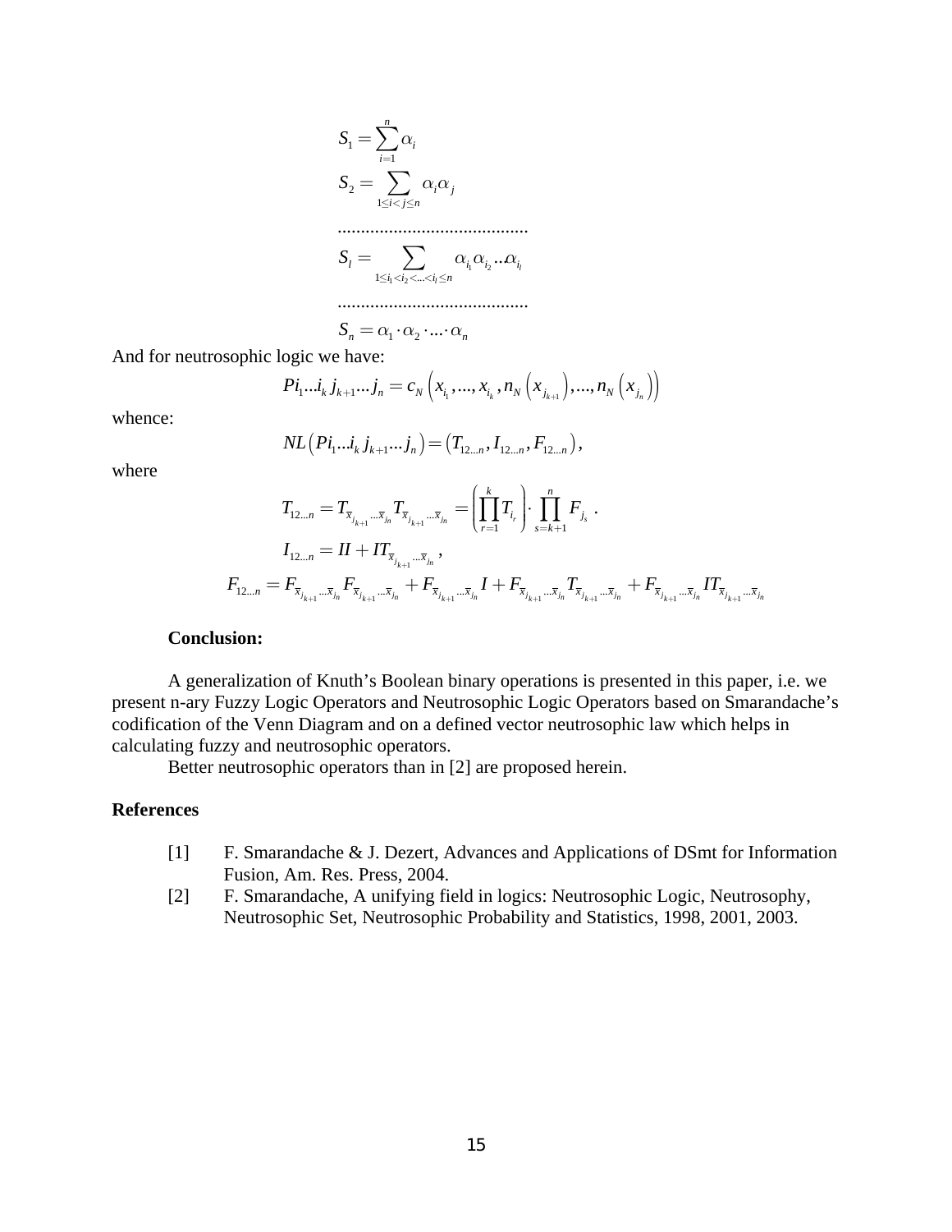$$S_1 = \sum_{i=1}^{n} \alpha_i$$

$$S_2 = \sum_{1 \le i < j \le n} \alpha_i \alpha_j$$

.........................................

$$S_l = \sum_{1 \le i_1 < i_2 < \ldots < i_l \le n} \alpha_{i_1} \alpha_{i_2} \ldots \alpha_{i_l}$$

.........................................

$$S_n = \alpha_1 \cdot \alpha_2 \cdot \ldots \cdot \alpha_n$$

And for neutrosophic logic we have:

$$Pi_1 \ldots i_k j_{k+1} \ldots j_n = c_N \left( x_{i_1}, \ldots, x_{i_k}, n_N \left( x_{j_{k+1}} \right), \ldots, n_N \left( x_{j_n} \right) \right)$$

whence:

$$NL\left( Pi_1 \ldots i_k j_{k+1} \ldots j_n \right) = \left( T_{12\ldots n}, I_{12\ldots n}, F_{12\ldots n} \right),$$

where

$$T_{12\ldots n} = T_{\overline{x}_{j_{k+1}} \ldots \overline{x}_{j_n}} T_{\overline{x}_{j_{k+1}} \ldots \overline{x}_{j_n}} = \left( \prod_{r=1}^{k} T_{i_r} \right) \cdot \prod_{s=k+1}^{n} F_{j_s} .$$

$$I_{12\ldots n} = II + IT_{\overline{x}_{j_{k+1}} \ldots \overline{x}_{j_n}} ,$$

$$F_{12\ldots n} = F_{\overline{x}_{j_{k+1}} \ldots \overline{x}_{j_n}} F_{\overline{x}_{j_{k+1}} \ldots \overline{x}_{j_n}} + F_{\overline{x}_{j_{k+1}} \ldots \overline{x}_{j_n}} I + F_{\overline{x}_{j_{k+1}} \ldots \overline{x}_{j_n}} T_{\overline{x}_{j_{k+1}} \ldots \overline{x}_{j_n}} + F_{\overline{x}_{j_{k+1}} \ldots \overline{x}_{j_n}} IT_{\overline{x}_{j_{k+1}} \ldots \overline{x}_{j_n}}$$

**Conclusion:**

A generalization of Knuth's Boolean binary operations is presented in this paper, i.e. we present n-ary Fuzzy Logic Operators and Neutrosophic Logic Operators based on Smarandache's codification of the Venn Diagram and on a defined vector neutrosophic law which helps in calculating fuzzy and neutrosophic operators.

Better neutrosophic operators than in [2] are proposed herein.

**References**

[1] F. Smarandache & J. Dezert, Advances and Applications of DSmt for Information Fusion, Am. Res. Press, 2004.

[2] F. Smarandache, A unifying field in logics: Neutrosophic Logic, Neutrosophy, Neutrosophic Set, Neutrosophic Probability and Statistics, 1998, 2001, 2003.